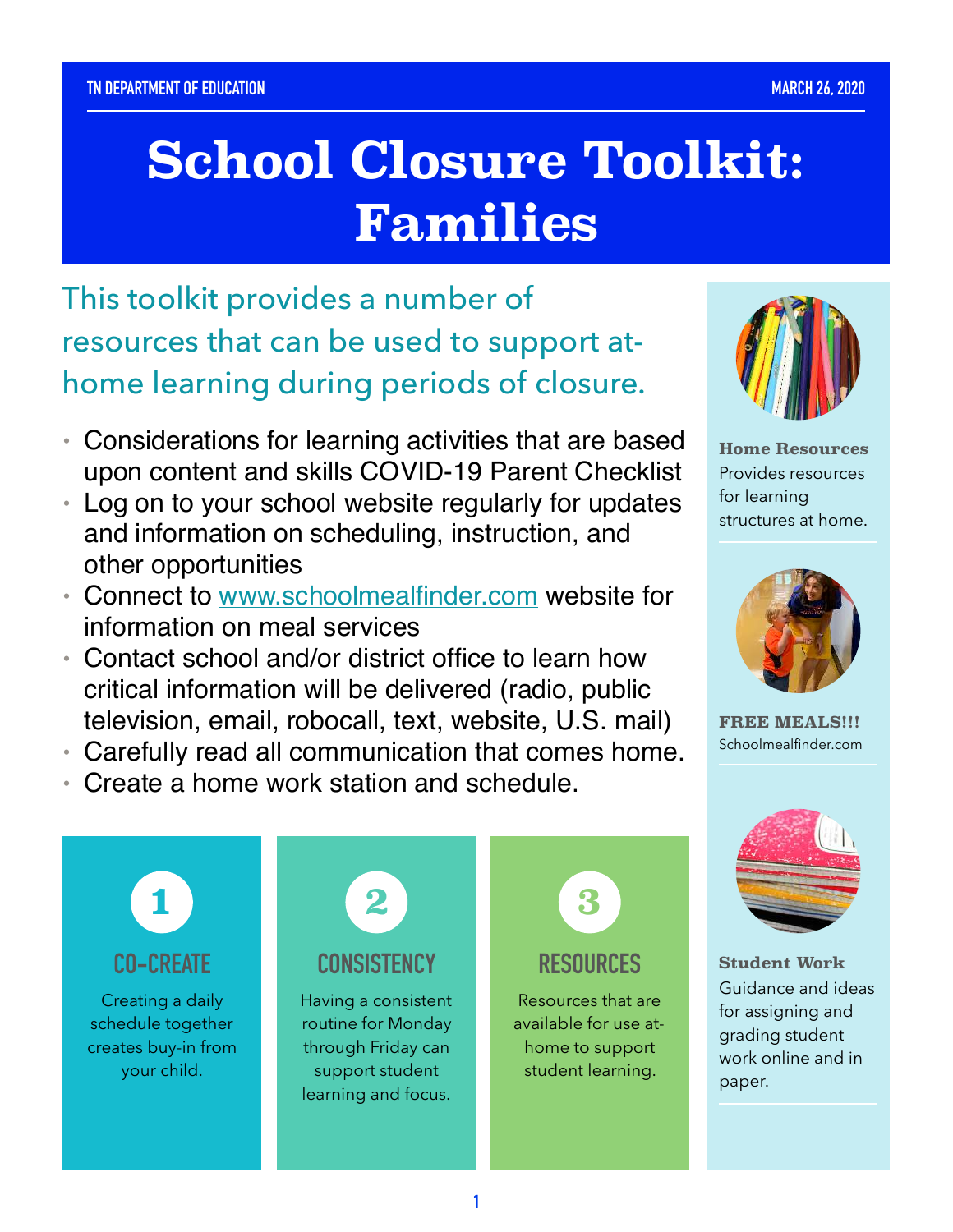TN DEPARTMENT OF EDUCATION

MARCH 26, 2020

# School Closure Toolkit: Families

## This toolkit provides a number of resources that can be used to support at-home learning during periods of closure.

- Considerations for learning activities that are based upon content and skills COVID-19 Parent Checklist
- Log on to your school website regularly for updates and information on scheduling, instruction, and other opportunities
- Connect to www.schoolmealfinder.com website for information on meal services
- Contact school and/or district office to learn how critical information will be delivered (radio, public television, email, robocall, text, website, U.S. mail)
- Carefully read all communication that comes home.
- Create a home work station and schedule.

### 1 CO-CREATE

Creating a daily schedule together creates buy-in from your child.

### 2 CONSISTENCY

Having a consistent routine for Monday through Friday can support student learning and focus.

### 3 RESOURCES

Resources that are available for use at-home to support student learning.

**Home Resources**
Provides resources for learning structures at home.

**FREE MEALS!!!**
Schoolmealfinder.com

**Student Work**
Guidance and ideas for assigning and grading student work online and in paper.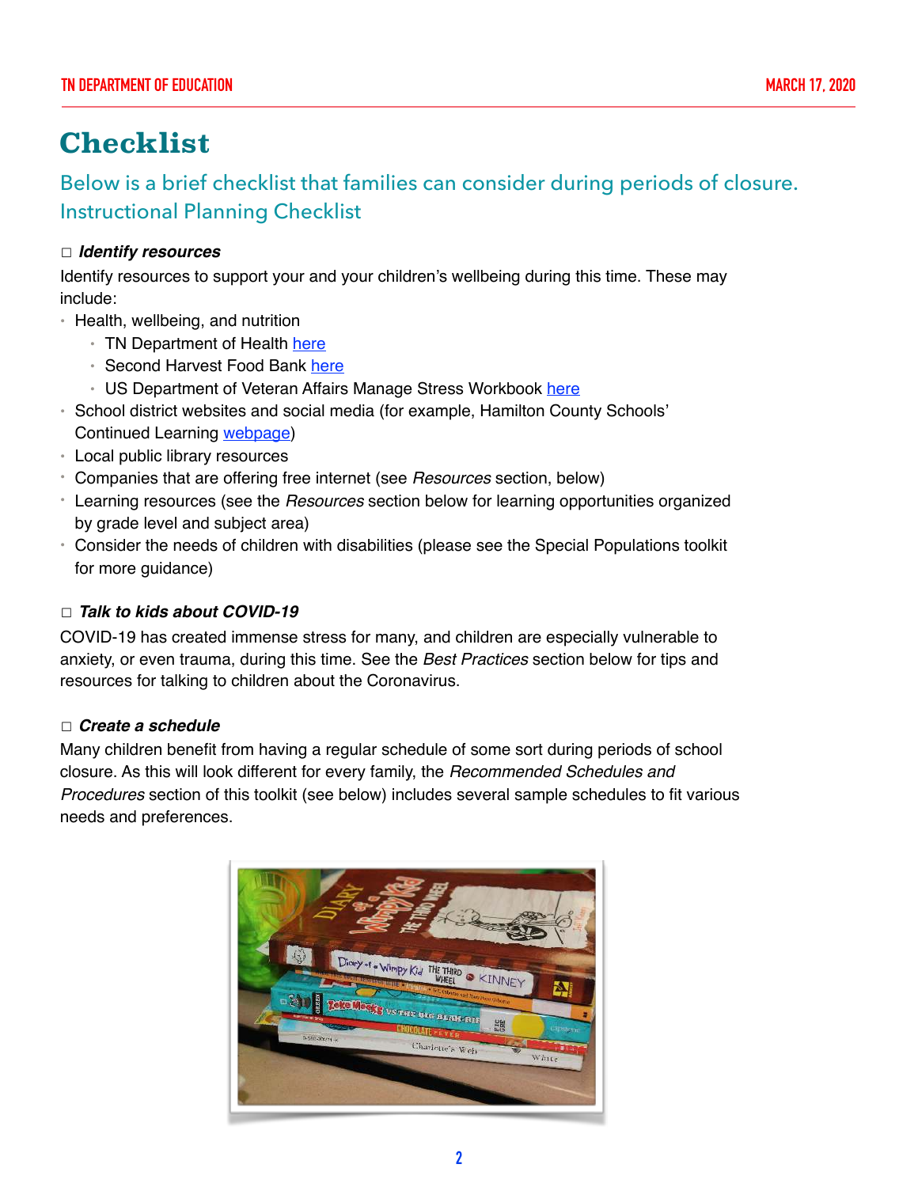# Checklist

## Below is a brief checklist that families can consider during periods of closure.

### Instructional Planning Checklist

☐ ***Identify resources***

Identify resources to support your and your children's wellbeing during this time. These may include:

- Health, wellbeing, and nutrition
  - TN Department of Health here
  - Second Harvest Food Bank here
  - US Department of Veteran Affairs Manage Stress Workbook here
- School district websites and social media (for example, Hamilton County Schools' Continued Learning webpage)
- Local public library resources
- Companies that are offering free internet (see *Resources* section, below)
- Learning resources (see the *Resources* section below for learning opportunities organized by grade level and subject area)
- Consider the needs of children with disabilities (please see the Special Populations toolkit for more guidance)

☐ ***Talk to kids about COVID-19***

COVID-19 has created immense stress for many, and children are especially vulnerable to anxiety, or even trauma, during this time. See the *Best Practices* section below for tips and resources for talking to children about the Coronavirus.

☐ ***Create a schedule***

Many children benefit from having a regular schedule of some sort during periods of school closure. As this will look different for every family, the *Recommended Schedules and Procedures* section of this toolkit (see below) includes several sample schedules to fit various needs and preferences.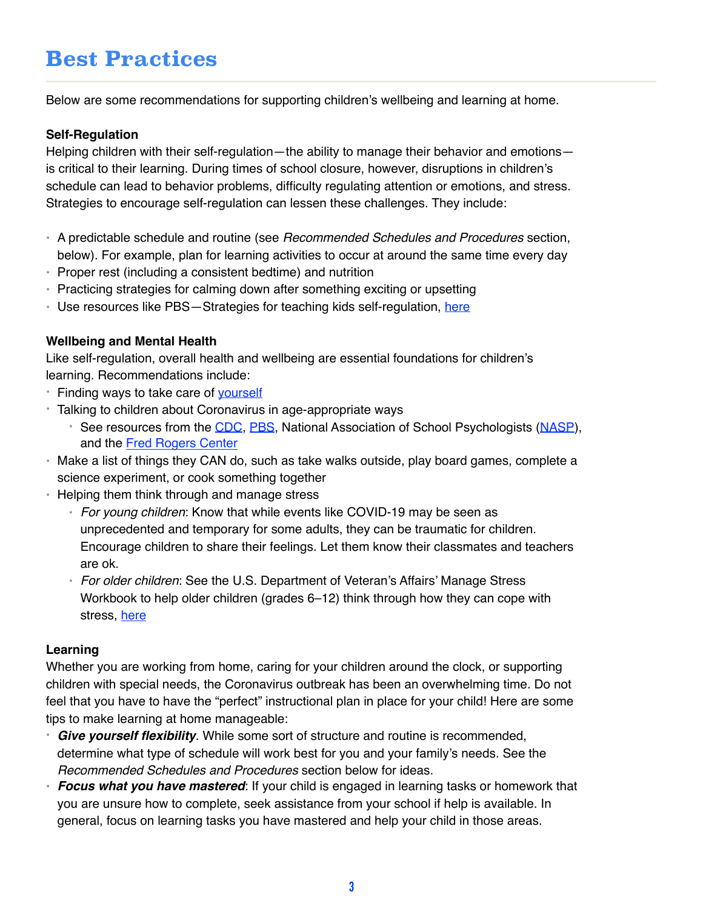# Best Practices

Below are some recommendations for supporting children's wellbeing and learning at home.

**Self-Regulation**

Helping children with their self-regulation—the ability to manage their behavior and emotions—is critical to their learning. During times of school closure, however, disruptions in children's schedule can lead to behavior problems, difficulty regulating attention or emotions, and stress. Strategies to encourage self-regulation can lessen these challenges. They include:

- A predictable schedule and routine (see *Recommended Schedules and Procedures* section, below). For example, plan for learning activities to occur at around the same time every day
- Proper rest (including a consistent bedtime) and nutrition
- Practicing strategies for calming down after something exciting or upsetting
- Use resources like PBS—Strategies for teaching kids self-regulation, here

**Wellbeing and Mental Health**

Like self-regulation, overall health and wellbeing are essential foundations for children's learning. Recommendations include:

- Finding ways to take care of yourself
- Talking to children about Coronavirus in age-appropriate ways
  - See resources from the CDC, PBS, National Association of School Psychologists (NASP), and the Fred Rogers Center
- Make a list of things they CAN do, such as take walks outside, play board games, complete a science experiment, or cook something together
- Helping them think through and manage stress
  - *For young children*: Know that while events like COVID-19 may be seen as unprecedented and temporary for some adults, they can be traumatic for children. Encourage children to share their feelings. Let them know their classmates and teachers are ok.
  - *For older children*: See the U.S. Department of Veteran's Affairs' Manage Stress Workbook to help older children (grades 6–12) think through how they can cope with stress, here

**Learning**

Whether you are working from home, caring for your children around the clock, or supporting children with special needs, the Coronavirus outbreak has been an overwhelming time. Do not feel that you have to have the "perfect" instructional plan in place for your child! Here are some tips to make learning at home manageable:

- ***Give yourself flexibility***. While some sort of structure and routine is recommended, determine what type of schedule will work best for you and your family's needs. See the *Recommended Schedules and Procedures* section below for ideas.
- ***Focus what you have mastered***: If your child is engaged in learning tasks or homework that you are unsure how to complete, seek assistance from your school if help is available. In general, focus on learning tasks you have mastered and help your child in those areas.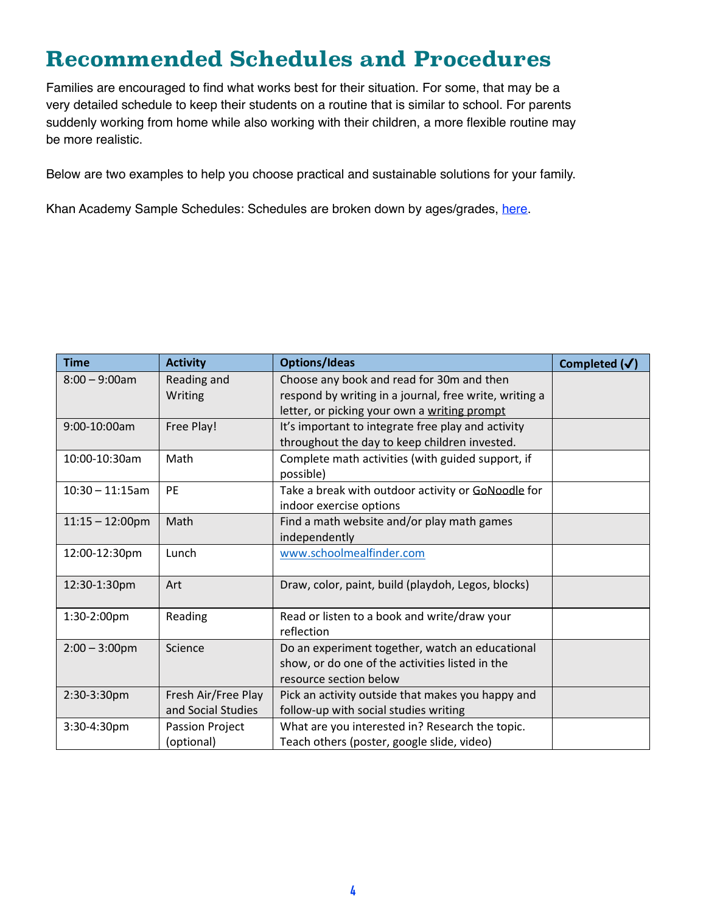# Recommended Schedules and Procedures

Families are encouraged to find what works best for their situation. For some, that may be a very detailed schedule to keep their students on a routine that is similar to school. For parents suddenly working from home while also working with their children, a more flexible routine may be more realistic.

Below are two examples to help you choose practical and sustainable solutions for your family.

Khan Academy Sample Schedules: Schedules are broken down by ages/grades, [here](#).

| Time | Activity | Options/Ideas | Completed (✓) |
|---|---|---|---|
| 8:00 – 9:00am | Reading and Writing | Choose any book and read for 30m and then respond by writing in a journal, free write, writing a letter, or picking your own a writing prompt | |
| 9:00-10:00am | Free Play! | It's important to integrate free play and activity throughout the day to keep children invested. | |
| 10:00-10:30am | Math | Complete math activities (with guided support, if possible) | |
| 10:30 – 11:15am | PE | Take a break with outdoor activity or GoNoodle for indoor exercise options | |
| 11:15 – 12:00pm | Math | Find a math website and/or play math games independently | |
| 12:00-12:30pm | Lunch | www.schoolmealfinder.com | |
| 12:30-1:30pm | Art | Draw, color, paint, build (playdoh, Legos, blocks) | |
| 1:30-2:00pm | Reading | Read or listen to a book and write/draw your reflection | |
| 2:00 – 3:00pm | Science | Do an experiment together, watch an educational show, or do one of the activities listed in the resource section below | |
| 2:30-3:30pm | Fresh Air/Free Play and Social Studies | Pick an activity outside that makes you happy and follow-up with social studies writing | |
| 3:30-4:30pm | Passion Project (optional) | What are you interested in? Research the topic. Teach others (poster, google slide, video) | |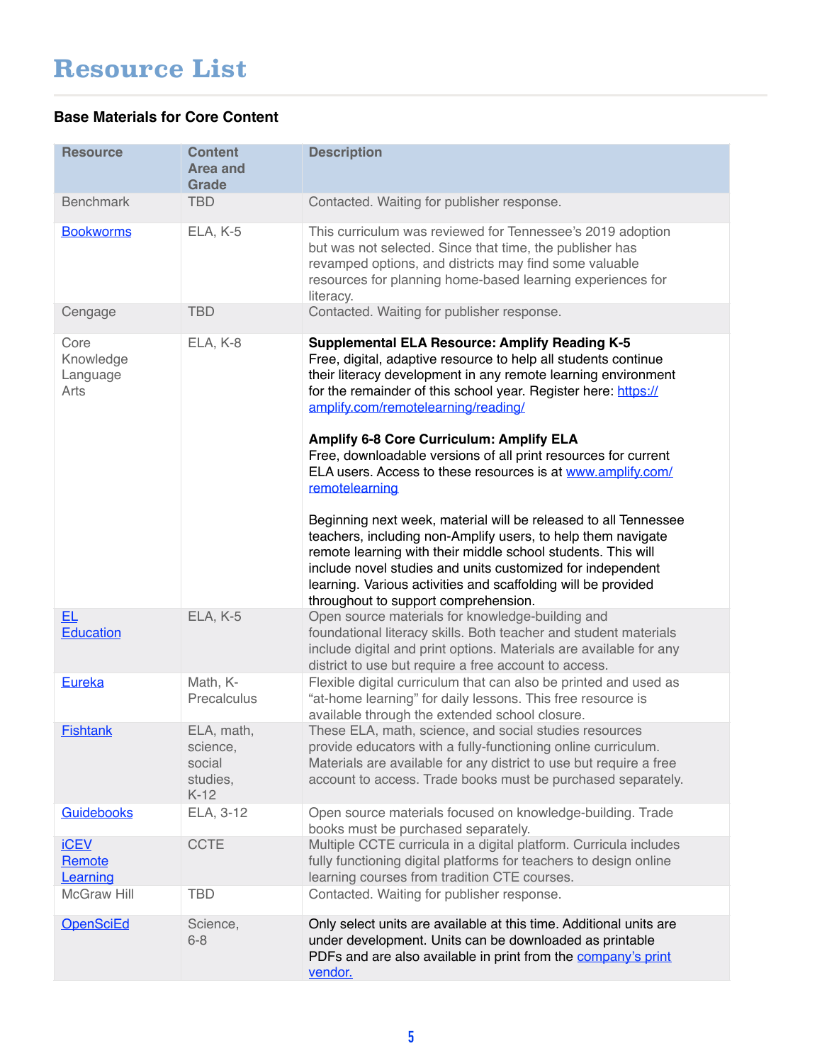# Resource List

### Base Materials for Core Content

| Resource | Content Area and Grade | Description |
|---|---|---|
| Benchmark | TBD | Contacted. Waiting for publisher response. |
| Bookworms | ELA, K-5 | This curriculum was reviewed for Tennessee's 2019 adoption but was not selected. Since that time, the publisher has revamped options, and districts may find some valuable resources for planning home-based learning experiences for literacy. |
| Cengage | TBD | Contacted. Waiting for publisher response. |
| Core Knowledge Language Arts | ELA, K-8 | **Supplemental ELA Resource: Amplify Reading K-5** Free, digital, adaptive resource to help all students continue their literacy development in any remote learning environment for the remainder of this school year. Register here: https://amplify.com/remotelearning/reading/ <br><br> **Amplify 6-8 Core Curriculum: Amplify ELA** Free, downloadable versions of all print resources for current ELA users. Access to these resources is at www.amplify.com/remotelearning <br><br> Beginning next week, material will be released to all Tennessee teachers, including non-Amplify users, to help them navigate remote learning with their middle school students. This will include novel studies and units customized for independent learning. Various activities and scaffolding will be provided throughout to support comprehension. |
| EL Education | ELA, K-5 | Open source materials for knowledge-building and foundational literacy skills. Both teacher and student materials include digital and print options. Materials are available for any district to use but require a free account to access. |
| Eureka | Math, K-Precalculus | Flexible digital curriculum that can also be printed and used as "at-home learning" for daily lessons. This free resource is available through the extended school closure. |
| Fishtank | ELA, math, science, social studies, K-12 | These ELA, math, science, and social studies resources provide educators with a fully-functioning online curriculum. Materials are available for any district to use but require a free account to access. Trade books must be purchased separately. |
| Guidebooks | ELA, 3-12 | Open source materials focused on knowledge-building. Trade books must be purchased separately. |
| iCEV Remote Learning | CCTE | Multiple CCTE curricula in a digital platform. Curricula includes fully functioning digital platforms for teachers to design online learning courses from tradition CTE courses. |
| McGraw Hill | TBD | Contacted. Waiting for publisher response. |
| OpenSciEd | Science, 6-8 | Only select units are available at this time. Additional units are under development. Units can be downloaded as printable PDFs and are also available in print from the company's print vendor. |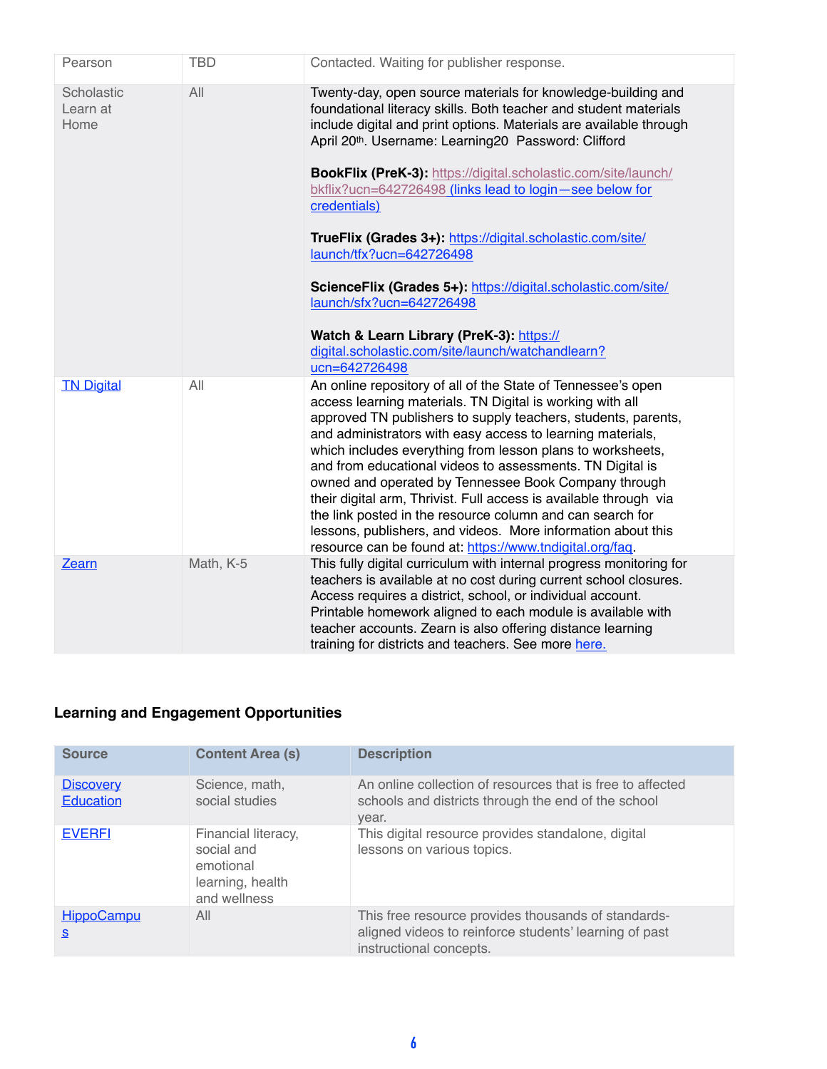| | | |
|---|---|---|
| Pearson | TBD | Contacted. Waiting for publisher response. |
| Scholastic Learn at Home | All | Twenty-day, open source materials for knowledge-building and foundational literacy skills. Both teacher and student materials include digital and print options. Materials are available through April 20th. Username: Learning20 Password: Clifford<br><br>**BookFlix (PreK-3):** https://digital.scholastic.com/site/launch/bkflix?ucn=642726498 (links lead to login—see below for credentials)<br><br>**TrueFlix (Grades 3+):** https://digital.scholastic.com/site/launch/tfx?ucn=642726498<br><br>**ScienceFlix (Grades 5+):** https://digital.scholastic.com/site/launch/sfx?ucn=642726498<br><br>**Watch & Learn Library (PreK-3):** https://digital.scholastic.com/site/launch/watchandlearn?ucn=642726498 |
| TN Digital | All | An online repository of all of the State of Tennessee's open access learning materials. TN Digital is working with all approved TN publishers to supply teachers, students, parents, and administrators with easy access to learning materials, which includes everything from lesson plans to worksheets, and from educational videos to assessments. TN Digital is owned and operated by Tennessee Book Company through their digital arm, Thrivist. Full access is available through via the link posted in the resource column and can search for lessons, publishers, and videos. More information about this resource can be found at: https://www.tndigital.org/faq. |
| Zearn | Math, K-5 | This fully digital curriculum with internal progress monitoring for teachers is available at no cost during current school closures. Access requires a district, school, or individual account. Printable homework aligned to each module is available with teacher accounts. Zearn is also offering distance learning training for districts and teachers. See more here. |

### Learning and Engagement Opportunities

| Source | Content Area (s) | Description |
|---|---|---|
| Discovery Education | Science, math, social studies | An online collection of resources that is free to affected schools and districts through the end of the school year. |
| EVERFI | Financial literacy, social and emotional learning, health and wellness | This digital resource provides standalone, digital lessons on various topics. |
| HippoCampus | All | This free resource provides thousands of standards-aligned videos to reinforce students' learning of past instructional concepts. |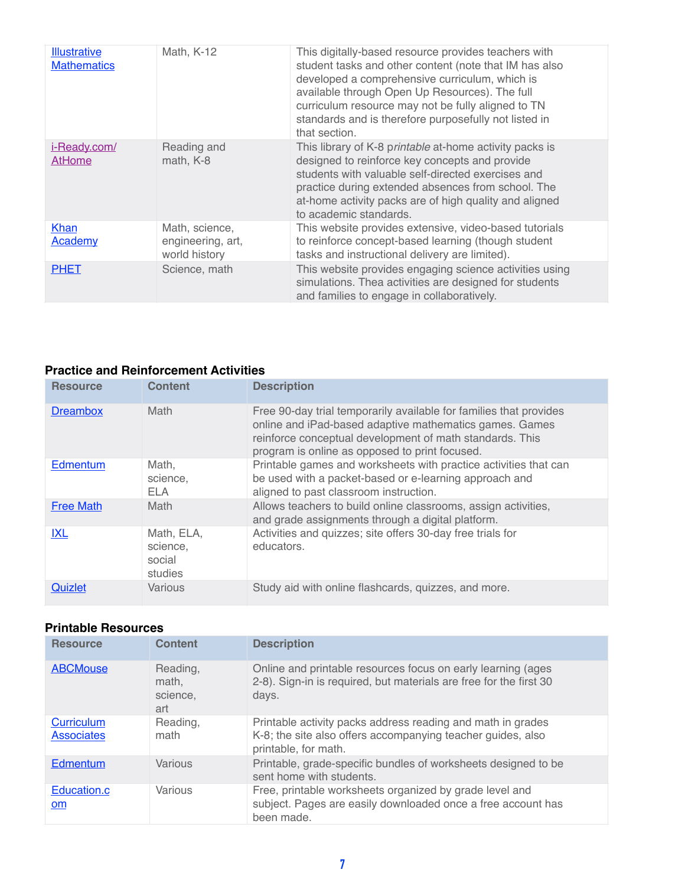| | | |
|---|---|---|
| Illustrative Mathematics | Math, K-12 | This digitally-based resource provides teachers with student tasks and other content (note that IM has also developed a comprehensive curriculum, which is available through Open Up Resources). The full curriculum resource may not be fully aligned to TN standards and is therefore purposefully not listed in that section. |
| i-Ready.com/AtHome | Reading and math, K-8 | This library of K-8 p*rintable* at-home activity packs is designed to reinforce key concepts and provide students with valuable self-directed exercises and practice during extended absences from school. The at-home activity packs are of high quality and aligned to academic standards. |
| Khan Academy | Math, science, engineering, art, world history | This website provides extensive, video-based tutorials to reinforce concept-based learning (though student tasks and instructional delivery are limited). |
| PHET | Science, math | This website provides engaging science activities using simulations. Thea activities are designed for students and families to engage in collaboratively. |

### Practice and Reinforcement Activities

| Resource | Content | Description |
|---|---|---|
| Dreambox | Math | Free 90-day trial temporarily available for families that provides online and iPad-based adaptive mathematics games. Games reinforce conceptual development of math standards. This program is online as opposed to print focused. |
| Edmentum | Math, science, ELA | Printable games and worksheets with practice activities that can be used with a packet-based or e-learning approach and aligned to past classroom instruction. |
| Free Math | Math | Allows teachers to build online classrooms, assign activities, and grade assignments through a digital platform. |
| IXL | Math, ELA, science, social studies | Activities and quizzes; site offers 30-day free trials for educators. |
| Quizlet | Various | Study aid with online flashcards, quizzes, and more. |

### Printable Resources

| Resource | Content | Description |
|---|---|---|
| ABCMouse | Reading, math, science, art | Online and printable resources focus on early learning (ages 2-8). Sign-in is required, but materials are free for the first 30 days. |
| Curriculum Associates | Reading, math | Printable activity packs address reading and math in grades K-8; the site also offers accompanying teacher guides, also printable, for math. |
| Edmentum | Various | Printable, grade-specific bundles of worksheets designed to be sent home with students. |
| Education.com | Various | Free, printable worksheets organized by grade level and subject. Pages are easily downloaded once a free account has been made. |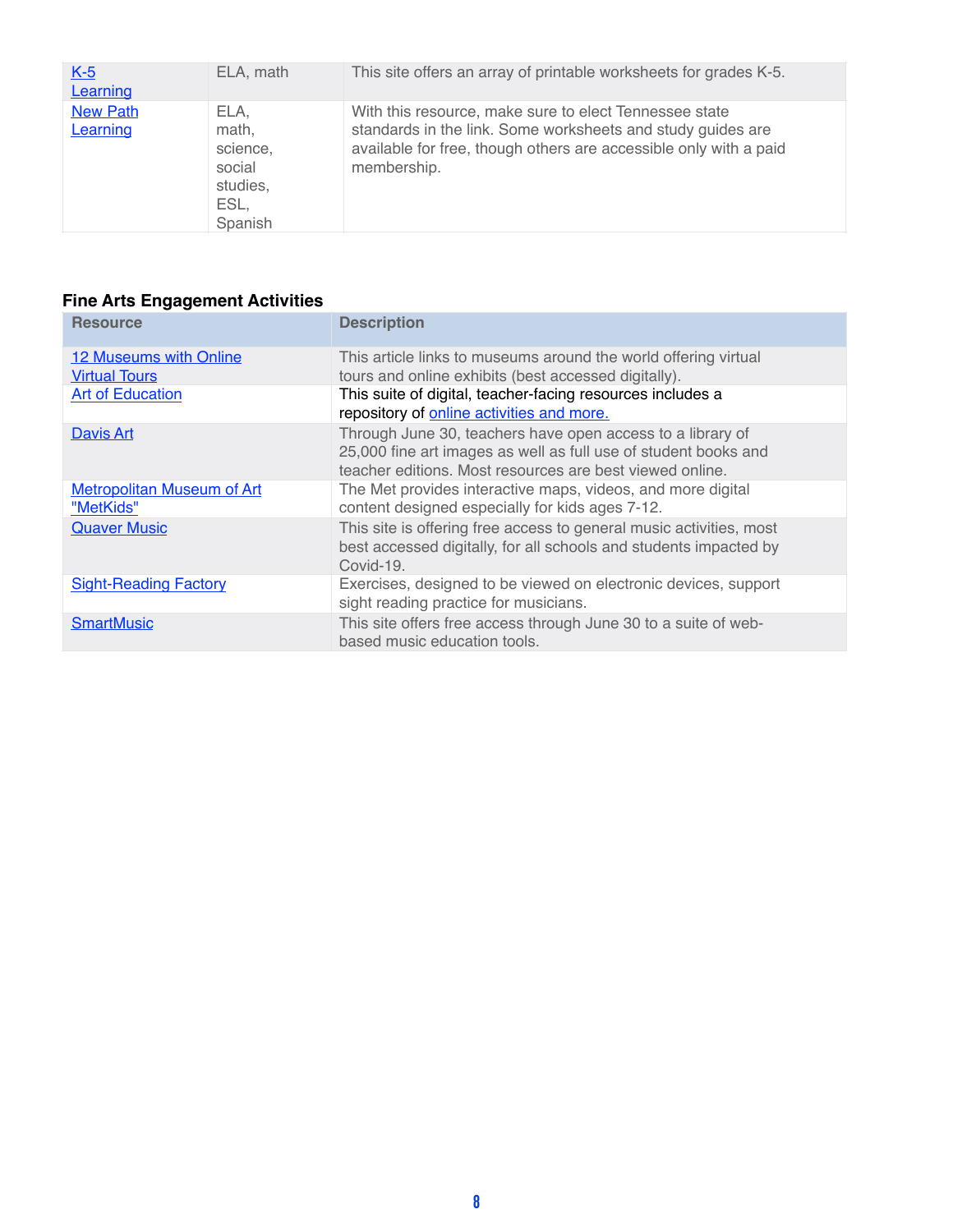| | | |
|---|---|---|
| K-5 Learning | ELA, math | This site offers an array of printable worksheets for grades K-5. |
| New Path Learning | ELA, math, science, social studies, ESL, Spanish | With this resource, make sure to elect Tennessee state standards in the link. Some worksheets and study guides are available for free, though others are accessible only with a paid membership. |

### Fine Arts Engagement Activities

| Resource | Description |
|---|---|
| 12 Museums with Online Virtual Tours | This article links to museums around the world offering virtual tours and online exhibits (best accessed digitally). |
| Art of Education | This suite of digital, teacher-facing resources includes a repository of online activities and more. |
| Davis Art | Through June 30, teachers have open access to a library of 25,000 fine art images as well as full use of student books and teacher editions. Most resources are best viewed online. |
| Metropolitan Museum of Art "MetKids" | The Met provides interactive maps, videos, and more digital content designed especially for kids ages 7-12. |
| Quaver Music | This site is offering free access to general music activities, most best accessed digitally, for all schools and students impacted by Covid-19. |
| Sight-Reading Factory | Exercises, designed to be viewed on electronic devices, support sight reading practice for musicians. |
| SmartMusic | This site offers free access through June 30 to a suite of web-based music education tools. |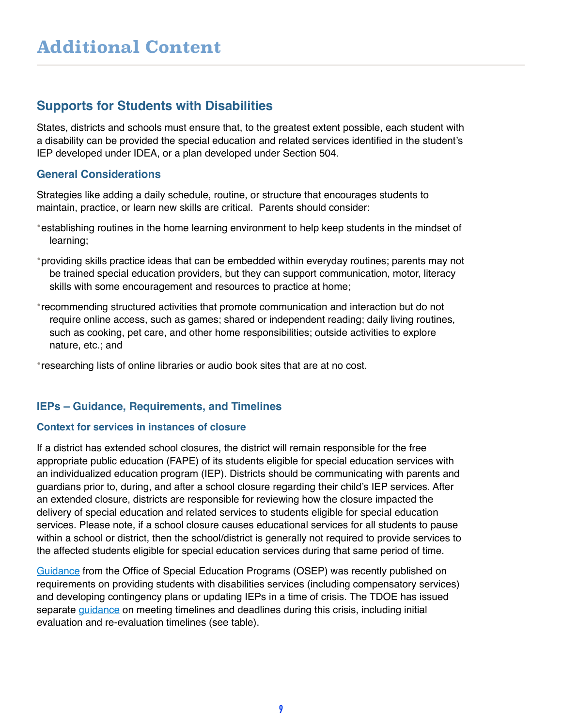# Additional Content

## Supports for Students with Disabilities

States, districts and schools must ensure that, to the greatest extent possible, each student with a disability can be provided the special education and related services identified in the student's IEP developed under IDEA, or a plan developed under Section 504.

### General Considerations

Strategies like adding a daily schedule, routine, or structure that encourages students to maintain, practice, or learn new skills are critical. Parents should consider:

- establishing routines in the home learning environment to help keep students in the mindset of learning;
- providing skills practice ideas that can be embedded within everyday routines; parents may not be trained special education providers, but they can support communication, motor, literacy skills with some encouragement and resources to practice at home;
- recommending structured activities that promote communication and interaction but do not require online access, such as games; shared or independent reading; daily living routines, such as cooking, pet care, and other home responsibilities; outside activities to explore nature, etc.; and
- researching lists of online libraries or audio book sites that are at no cost.

### IEPs – Guidance, Requirements, and Timelines

#### Context for services in instances of closure

If a district has extended school closures, the district will remain responsible for the free appropriate public education (FAPE) of its students eligible for special education services with an individualized education program (IEP). Districts should be communicating with parents and guardians prior to, during, and after a school closure regarding their child's IEP services. After an extended closure, districts are responsible for reviewing how the closure impacted the delivery of special education and related services to students eligible for special education services. Please note, if a school closure causes educational services for all students to pause within a school or district, then the school/district is generally not required to provide services to the affected students eligible for special education services during that same period of time.

Guidance from the Office of Special Education Programs (OSEP) was recently published on requirements on providing students with disabilities services (including compensatory services) and developing contingency plans or updating IEPs in a time of crisis. The TDOE has issued separate guidance on meeting timelines and deadlines during this crisis, including initial evaluation and re-evaluation timelines (see table).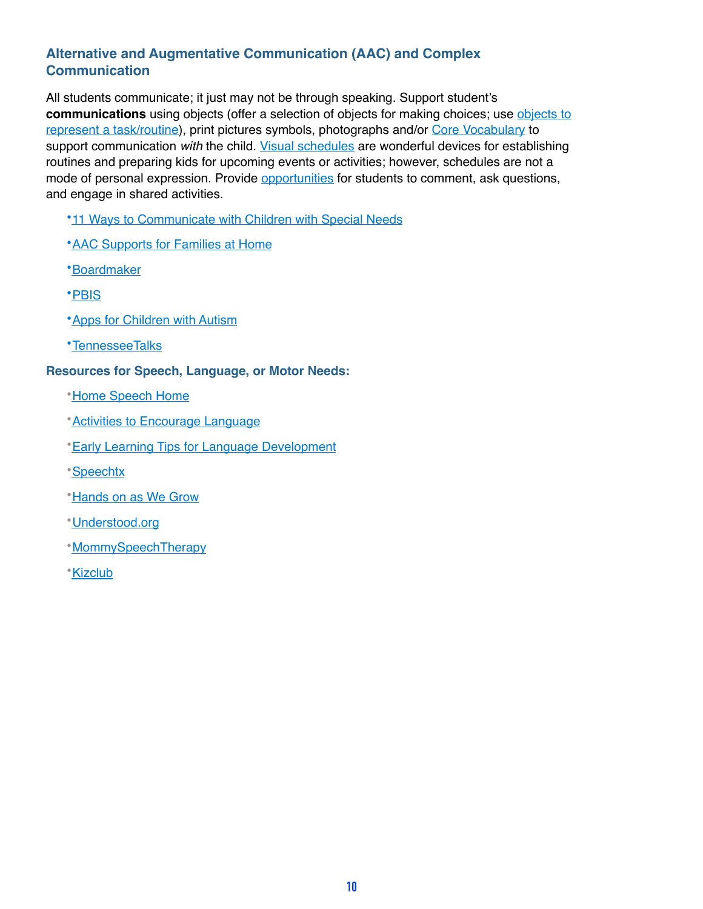### Alternative and Augmentative Communication (AAC) and Complex Communication

All students communicate; it just may not be through speaking. Support student's **communications** using objects (offer a selection of objects for making choices; use objects to represent a task/routine), print pictures symbols, photographs and/or Core Vocabulary to support communication *with* the child. Visual schedules are wonderful devices for establishing routines and preparing kids for upcoming events or activities; however, schedules are not a mode of personal expression. Provide opportunities for students to comment, ask questions, and engage in shared activities.

- 11 Ways to Communicate with Children with Special Needs
- AAC Supports for Families at Home
- Boardmaker
- PBIS
- Apps for Children with Autism
- TennesseeTalks

**Resources for Speech, Language, or Motor Needs:**

- Home Speech Home
- Activities to Encourage Language
- Early Learning Tips for Language Development
- Speechtx
- Hands on as We Grow
- Understood.org
- MommySpeechTherapy
- Kizclub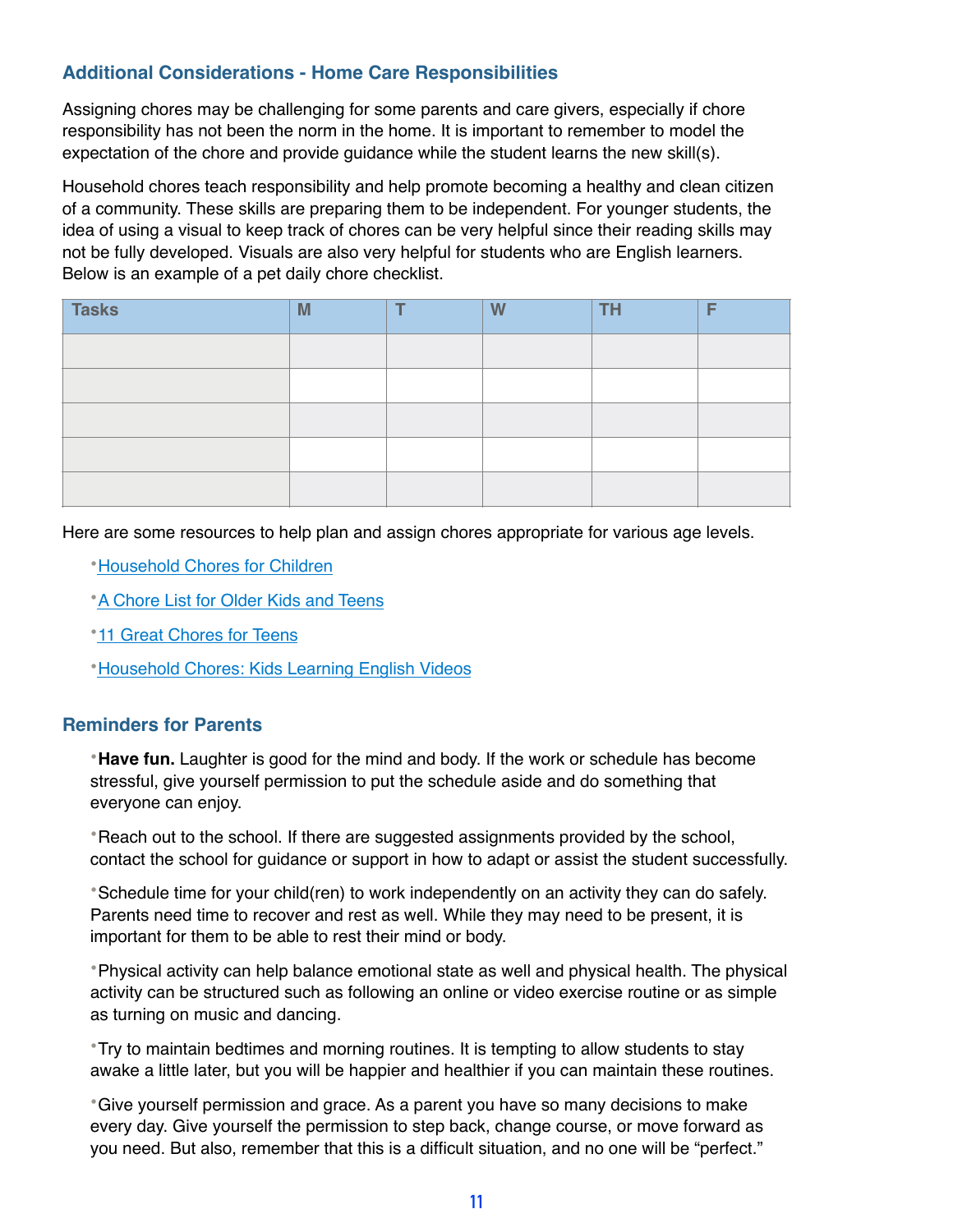### Additional Considerations - Home Care Responsibilities

Assigning chores may be challenging for some parents and care givers, especially if chore responsibility has not been the norm in the home. It is important to remember to model the expectation of the chore and provide guidance while the student learns the new skill(s).

Household chores teach responsibility and help promote becoming a healthy and clean citizen of a community. These skills are preparing them to be independent. For younger students, the idea of using a visual to keep track of chores can be very helpful since their reading skills may not be fully developed. Visuals are also very helpful for students who are English learners. Below is an example of a pet daily chore checklist.

| Tasks | M | T | W | TH | F |
|---|---|---|---|---|---|
| | | | | | |
| | | | | | |
| | | | | | |
| | | | | | |
| | | | | | |

Here are some resources to help plan and assign chores appropriate for various age levels.

- Household Chores for Children
- A Chore List for Older Kids and Teens
- 11 Great Chores for Teens
- Household Chores: Kids Learning English Videos

### Reminders for Parents

- **Have fun.** Laughter is good for the mind and body. If the work or schedule has become stressful, give yourself permission to put the schedule aside and do something that everyone can enjoy.
- Reach out to the school. If there are suggested assignments provided by the school, contact the school for guidance or support in how to adapt or assist the student successfully.
- Schedule time for your child(ren) to work independently on an activity they can do safely. Parents need time to recover and rest as well. While they may need to be present, it is important for them to be able to rest their mind or body.
- Physical activity can help balance emotional state as well and physical health. The physical activity can be structured such as following an online or video exercise routine or as simple as turning on music and dancing.
- Try to maintain bedtimes and morning routines. It is tempting to allow students to stay awake a little later, but you will be happier and healthier if you can maintain these routines.
- Give yourself permission and grace. As a parent you have so many decisions to make every day. Give yourself the permission to step back, change course, or move forward as you need. But also, remember that this is a difficult situation, and no one will be "perfect."